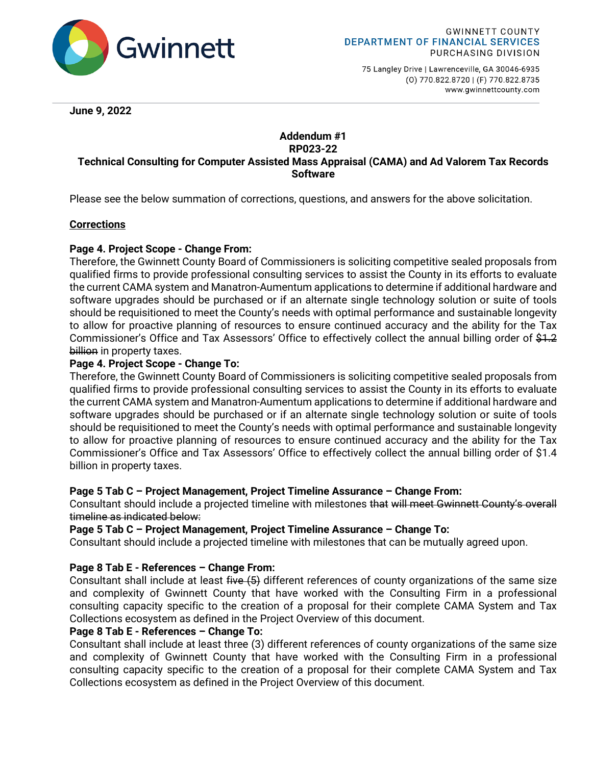GWINNETT COUNTY
DEPARTMENT OF FINANCIAL SERVICES
PURCHASING DIVISION

75 Langley Drive | Lawrenceville, GA 30046-6935
(O) 770.822.8720 | (F) 770.822.8735
www.gwinnettcounty.com

**June 9, 2022**

**Addendum #1**
**RP023-22**
**Technical Consulting for Computer Assisted Mass Appraisal (CAMA) and Ad Valorem Tax Records Software**

Please see the below summation of corrections, questions, and answers for the above solicitation.

**Corrections**

**Page 4. Project Scope - Change From:**
Therefore, the Gwinnett County Board of Commissioners is soliciting competitive sealed proposals from qualified firms to provide professional consulting services to assist the County in its efforts to evaluate the current CAMA system and Manatron-Aumentum applications to determine if additional hardware and software upgrades should be purchased or if an alternate single technology solution or suite of tools should be requisitioned to meet the County's needs with optimal performance and sustainable longevity to allow for proactive planning of resources to ensure continued accuracy and the ability for the Tax Commissioner's Office and Tax Assessors' Office to effectively collect the annual billing order of ~~$1.2 billion~~ in property taxes.

**Page 4. Project Scope - Change To:**
Therefore, the Gwinnett County Board of Commissioners is soliciting competitive sealed proposals from qualified firms to provide professional consulting services to assist the County in its efforts to evaluate the current CAMA system and Manatron-Aumentum applications to determine if additional hardware and software upgrades should be purchased or if an alternate single technology solution or suite of tools should be requisitioned to meet the County's needs with optimal performance and sustainable longevity to allow for proactive planning of resources to ensure continued accuracy and the ability for the Tax Commissioner's Office and Tax Assessors' Office to effectively collect the annual billing order of $1.4 billion in property taxes.

**Page 5 Tab C – Project Management, Project Timeline Assurance – Change From:**
Consultant should include a projected timeline with milestones ~~that will meet Gwinnett County's overall timeline as indicated below:~~

**Page 5 Tab C – Project Management, Project Timeline Assurance – Change To:**
Consultant should include a projected timeline with milestones that can be mutually agreed upon.

**Page 8 Tab E - References – Change From:**
Consultant shall include at least ~~five (5)~~ different references of county organizations of the same size and complexity of Gwinnett County that have worked with the Consulting Firm in a professional consulting capacity specific to the creation of a proposal for their complete CAMA System and Tax Collections ecosystem as defined in the Project Overview of this document.

**Page 8 Tab E - References – Change To:**
Consultant shall include at least three (3) different references of county organizations of the same size and complexity of Gwinnett County that have worked with the Consulting Firm in a professional consulting capacity specific to the creation of a proposal for their complete CAMA System and Tax Collections ecosystem as defined in the Project Overview of this document.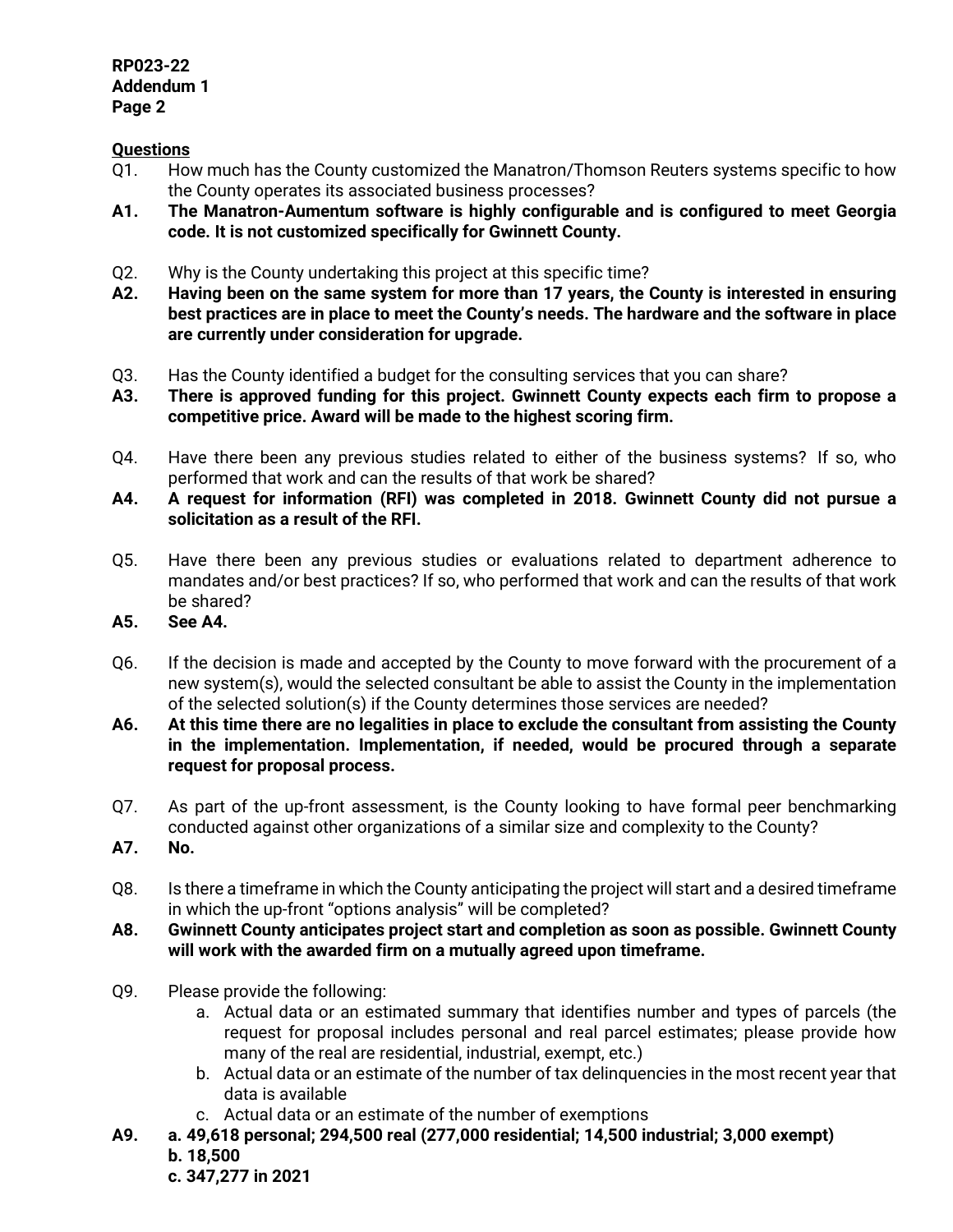**Questions**

Q1. How much has the County customized the Manatron/Thomson Reuters systems specific to how the County operates its associated business processes?

**A1. The Manatron-Aumentum software is highly configurable and is configured to meet Georgia code. It is not customized specifically for Gwinnett County.**

Q2. Why is the County undertaking this project at this specific time?

**A2. Having been on the same system for more than 17 years, the County is interested in ensuring best practices are in place to meet the County's needs. The hardware and the software in place are currently under consideration for upgrade.**

Q3. Has the County identified a budget for the consulting services that you can share?

**A3. There is approved funding for this project. Gwinnett County expects each firm to propose a competitive price. Award will be made to the highest scoring firm.**

Q4. Have there been any previous studies related to either of the business systems? If so, who performed that work and can the results of that work be shared?

**A4. A request for information (RFI) was completed in 2018. Gwinnett County did not pursue a solicitation as a result of the RFI.**

Q5. Have there been any previous studies or evaluations related to department adherence to mandates and/or best practices? If so, who performed that work and can the results of that work be shared?

**A5. See A4.**

Q6. If the decision is made and accepted by the County to move forward with the procurement of a new system(s), would the selected consultant be able to assist the County in the implementation of the selected solution(s) if the County determines those services are needed?

**A6. At this time there are no legalities in place to exclude the consultant from assisting the County in the implementation. Implementation, if needed, would be procured through a separate request for proposal process.**

Q7. As part of the up-front assessment, is the County looking to have formal peer benchmarking conducted against other organizations of a similar size and complexity to the County?

**A7. No.**

Q8. Is there a timeframe in which the County anticipating the project will start and a desired timeframe in which the up-front "options analysis" will be completed?

**A8. Gwinnett County anticipates project start and completion as soon as possible. Gwinnett County will work with the awarded firm on a mutually agreed upon timeframe.**

Q9. Please provide the following:

a. Actual data or an estimated summary that identifies number and types of parcels (the request for proposal includes personal and real parcel estimates; please provide how many of the real are residential, industrial, exempt, etc.)

b. Actual data or an estimate of the number of tax delinquencies in the most recent year that data is available

c. Actual data or an estimate of the number of exemptions

**A9. a. 49,618 personal; 294,500 real (277,000 residential; 14,500 industrial; 3,000 exempt)**

**b. 18,500**

**c. 347,277 in 2021**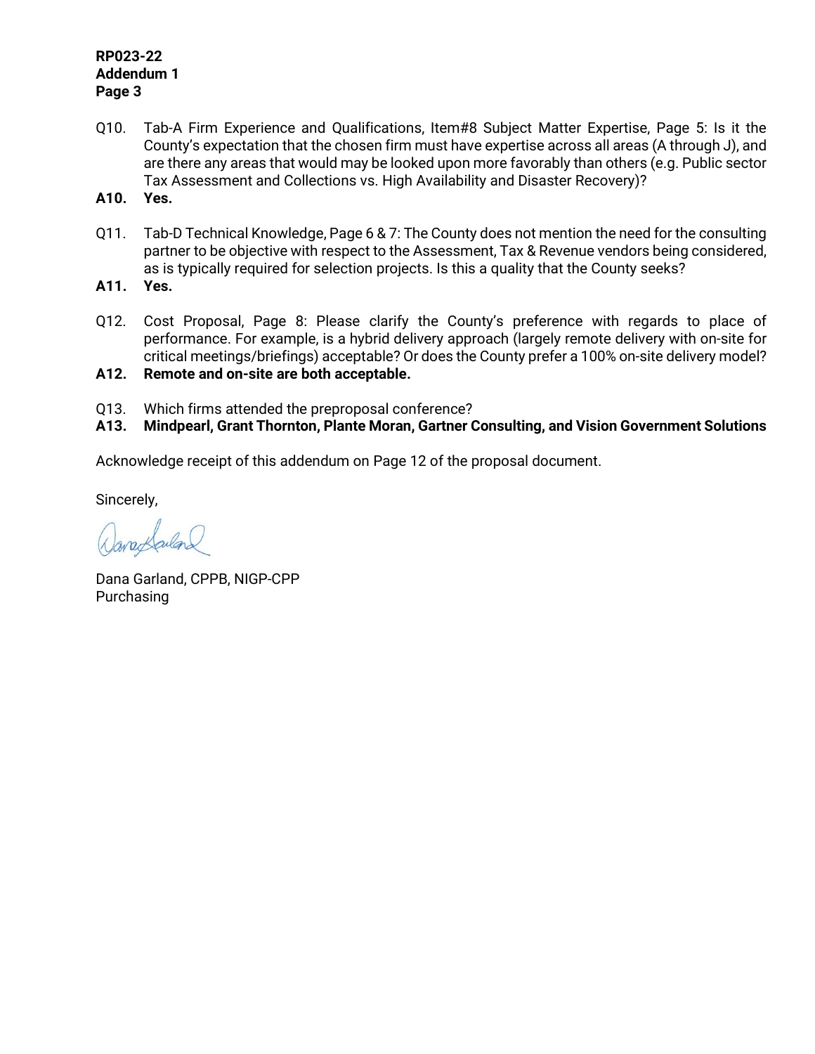Q10. Tab-A Firm Experience and Qualifications, Item#8 Subject Matter Expertise, Page 5: Is it the County's expectation that the chosen firm must have expertise across all areas (A through J), and are there any areas that would may be looked upon more favorably than others (e.g. Public sector Tax Assessment and Collections vs. High Availability and Disaster Recovery)?

**A10. Yes.**

Q11. Tab-D Technical Knowledge, Page 6 & 7: The County does not mention the need for the consulting partner to be objective with respect to the Assessment, Tax & Revenue vendors being considered, as is typically required for selection projects. Is this a quality that the County seeks?

**A11. Yes.**

Q12. Cost Proposal, Page 8: Please clarify the County's preference with regards to place of performance. For example, is a hybrid delivery approach (largely remote delivery with on-site for critical meetings/briefings) acceptable? Or does the County prefer a 100% on-site delivery model?

**A12. Remote and on-site are both acceptable.**

Q13. Which firms attended the preproposal conference?

**A13. Mindpearl, Grant Thornton, Plante Moran, Gartner Consulting, and Vision Government Solutions**

Acknowledge receipt of this addendum on Page 12 of the proposal document.

Sincerely,

Dana Garland, CPPB, NIGP-CPP
Purchasing